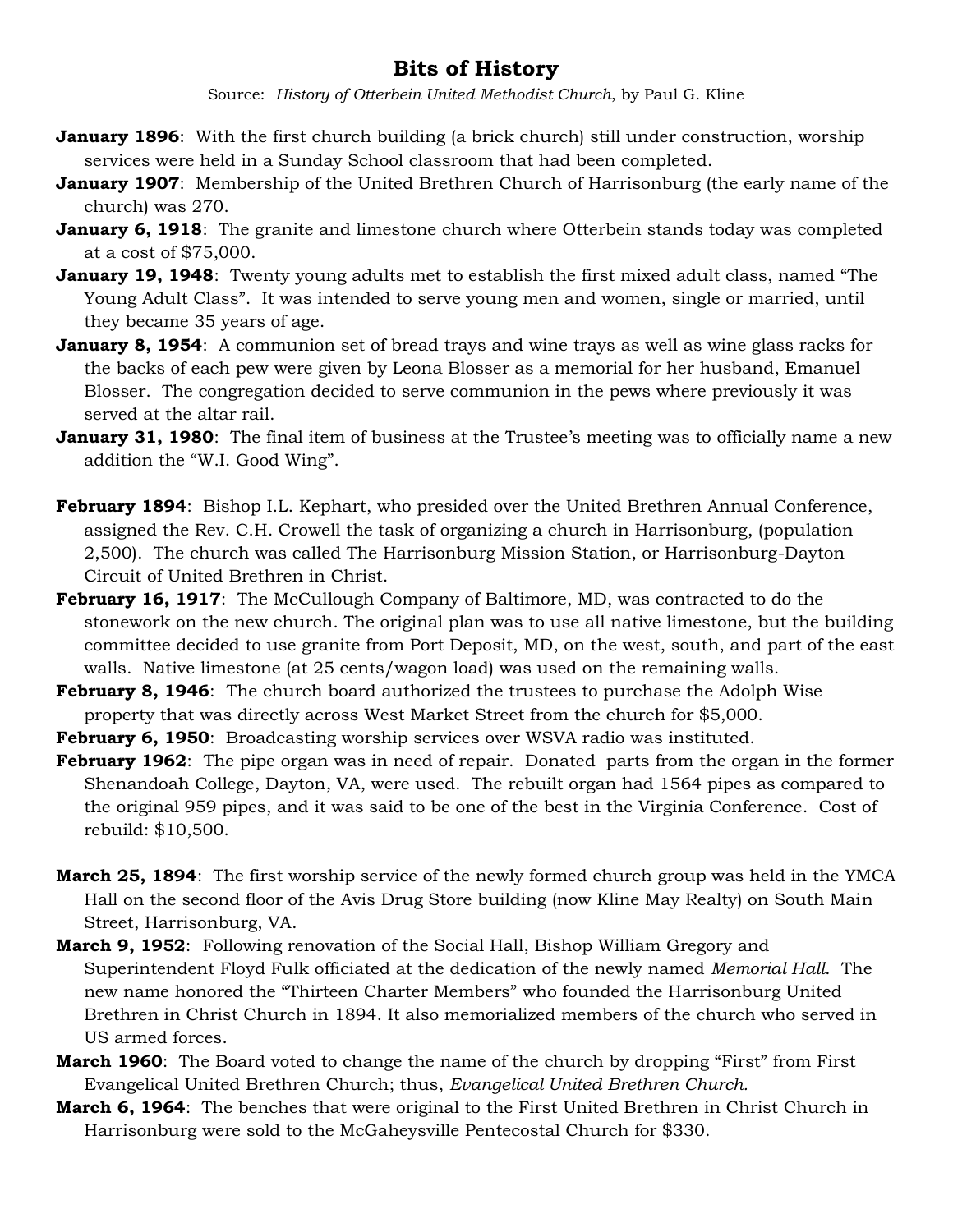# Bits of History

Source: *History of Otterbein United Methodist Church*, by Paul G. Kline

**January 1896**: With the first church building (a brick church) still under construction, worship services were held in a Sunday School classroom that had been completed.

**January 1907**: Membership of the United Brethren Church of Harrisonburg (the early name of the church) was 270.

**January 6, 1918**: The granite and limestone church where Otterbein stands today was completed at a cost of $75,000.

**January 19, 1948**: Twenty young adults met to establish the first mixed adult class, named "The Young Adult Class". It was intended to serve young men and women, single or married, until they became 35 years of age.

**January 8, 1954**: A communion set of bread trays and wine trays as well as wine glass racks for the backs of each pew were given by Leona Blosser as a memorial for her husband, Emanuel Blosser. The congregation decided to serve communion in the pews where previously it was served at the altar rail.

**January 31, 1980**: The final item of business at the Trustee's meeting was to officially name a new addition the "W.I. Good Wing".

**February 1894**: Bishop I.L. Kephart, who presided over the United Brethren Annual Conference, assigned the Rev. C.H. Crowell the task of organizing a church in Harrisonburg, (population 2,500). The church was called The Harrisonburg Mission Station, or Harrisonburg-Dayton Circuit of United Brethren in Christ.

**February 16, 1917**: The McCullough Company of Baltimore, MD, was contracted to do the stonework on the new church. The original plan was to use all native limestone, but the building committee decided to use granite from Port Deposit, MD, on the west, south, and part of the east walls. Native limestone (at 25 cents/wagon load) was used on the remaining walls.

**February 8, 1946**: The church board authorized the trustees to purchase the Adolph Wise property that was directly across West Market Street from the church for $5,000.

**February 6, 1950**: Broadcasting worship services over WSVA radio was instituted.

**February 1962**: The pipe organ was in need of repair. Donated parts from the organ in the former Shenandoah College, Dayton, VA, were used. The rebuilt organ had 1564 pipes as compared to the original 959 pipes, and it was said to be one of the best in the Virginia Conference. Cost of rebuild: $10,500.

**March 25, 1894**: The first worship service of the newly formed church group was held in the YMCA Hall on the second floor of the Avis Drug Store building (now Kline May Realty) on South Main Street, Harrisonburg, VA.

**March 9, 1952**: Following renovation of the Social Hall, Bishop William Gregory and Superintendent Floyd Fulk officiated at the dedication of the newly named *Memorial Hall*. The new name honored the "Thirteen Charter Members" who founded the Harrisonburg United Brethren in Christ Church in 1894. It also memorialized members of the church who served in US armed forces.

**March 1960**: The Board voted to change the name of the church by dropping "First" from First Evangelical United Brethren Church; thus, *Evangelical United Brethren Church.*

**March 6, 1964**: The benches that were original to the First United Brethren in Christ Church in Harrisonburg were sold to the McGaheysville Pentecostal Church for $330.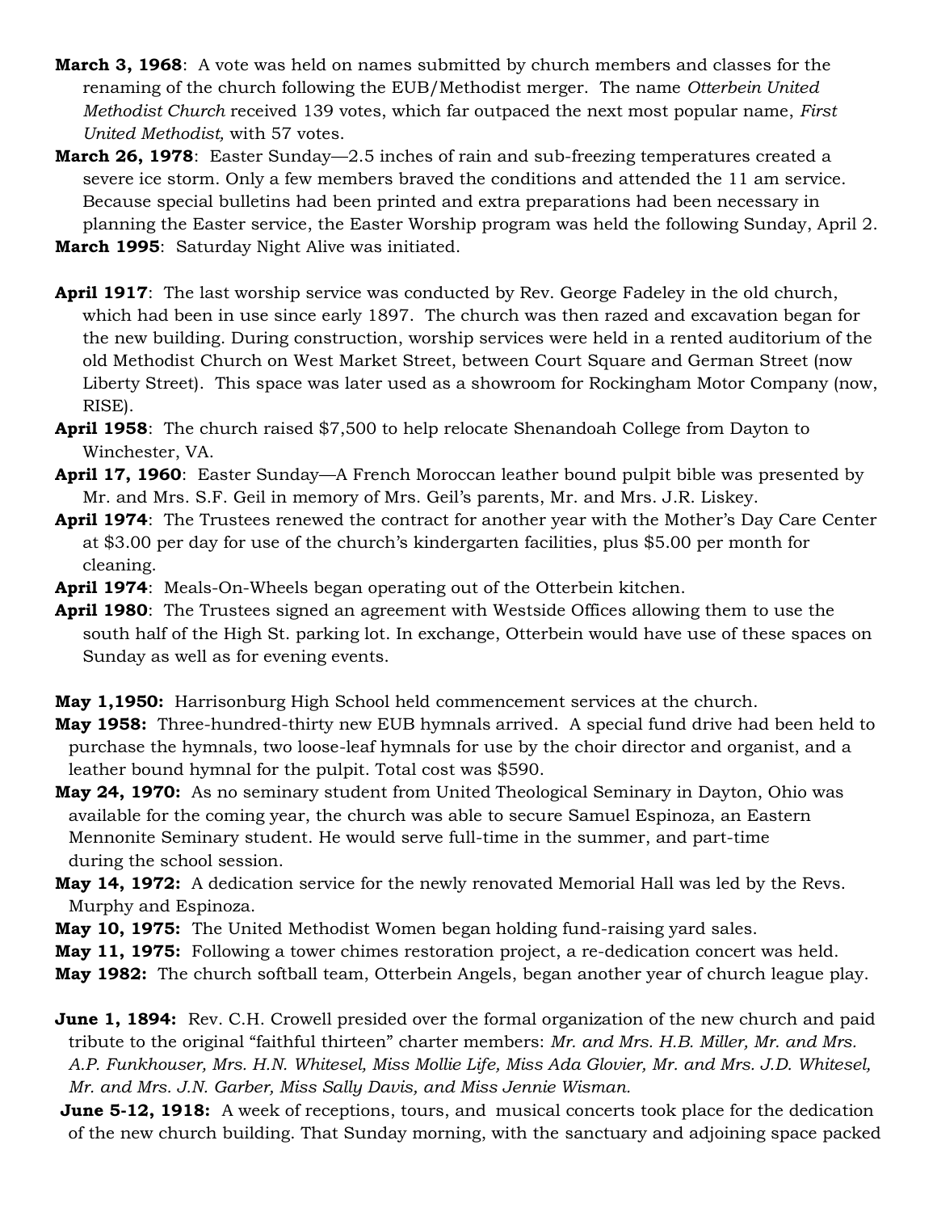**March 3, 1968**: A vote was held on names submitted by church members and classes for the renaming of the church following the EUB/Methodist merger. The name *Otterbein United Methodist Church* received 139 votes, which far outpaced the next most popular name, *First United Methodist,* with 57 votes.

**March 26, 1978**: Easter Sunday—2.5 inches of rain and sub-freezing temperatures created a severe ice storm. Only a few members braved the conditions and attended the 11 am service. Because special bulletins had been printed and extra preparations had been necessary in planning the Easter service, the Easter Worship program was held the following Sunday, April 2.

**March 1995**: Saturday Night Alive was initiated.

**April 1917**: The last worship service was conducted by Rev. George Fadeley in the old church, which had been in use since early 1897. The church was then razed and excavation began for the new building. During construction, worship services were held in a rented auditorium of the old Methodist Church on West Market Street, between Court Square and German Street (now Liberty Street). This space was later used as a showroom for Rockingham Motor Company (now, RISE).

**April 1958**: The church raised $7,500 to help relocate Shenandoah College from Dayton to Winchester, VA.

**April 17, 1960**: Easter Sunday—A French Moroccan leather bound pulpit bible was presented by Mr. and Mrs. S.F. Geil in memory of Mrs. Geil's parents, Mr. and Mrs. J.R. Liskey.

**April 1974**: The Trustees renewed the contract for another year with the Mother's Day Care Center at $3.00 per day for use of the church's kindergarten facilities, plus $5.00 per month for cleaning.

**April 1974**: Meals-On-Wheels began operating out of the Otterbein kitchen.

**April 1980**: The Trustees signed an agreement with Westside Offices allowing them to use the south half of the High St. parking lot. In exchange, Otterbein would have use of these spaces on Sunday as well as for evening events.

**May 1,1950:** Harrisonburg High School held commencement services at the church.

**May 1958:** Three-hundred-thirty new EUB hymnals arrived. A special fund drive had been held to purchase the hymnals, two loose-leaf hymnals for use by the choir director and organist, and a leather bound hymnal for the pulpit. Total cost was $590.

**May 24, 1970:** As no seminary student from United Theological Seminary in Dayton, Ohio was available for the coming year, the church was able to secure Samuel Espinoza, an Eastern Mennonite Seminary student. He would serve full-time in the summer, and part-time during the school session.

**May 14, 1972:** A dedication service for the newly renovated Memorial Hall was led by the Revs. Murphy and Espinoza.

**May 10, 1975:** The United Methodist Women began holding fund-raising yard sales.

**May 11, 1975:** Following a tower chimes restoration project, a re-dedication concert was held.

**May 1982:** The church softball team, Otterbein Angels, began another year of church league play.

**June 1, 1894:** Rev. C.H. Crowell presided over the formal organization of the new church and paid tribute to the original "faithful thirteen" charter members: *Mr. and Mrs. H.B. Miller, Mr. and Mrs. A.P. Funkhouser, Mrs. H.N. Whitesel, Miss Mollie Life, Miss Ada Glovier, Mr. and Mrs. J.D. Whitesel, Mr. and Mrs. J.N. Garber, Miss Sally Davis, and Miss Jennie Wisman.*

**June 5-12, 1918:** A week of receptions, tours, and musical concerts took place for the dedication of the new church building. That Sunday morning, with the sanctuary and adjoining space packed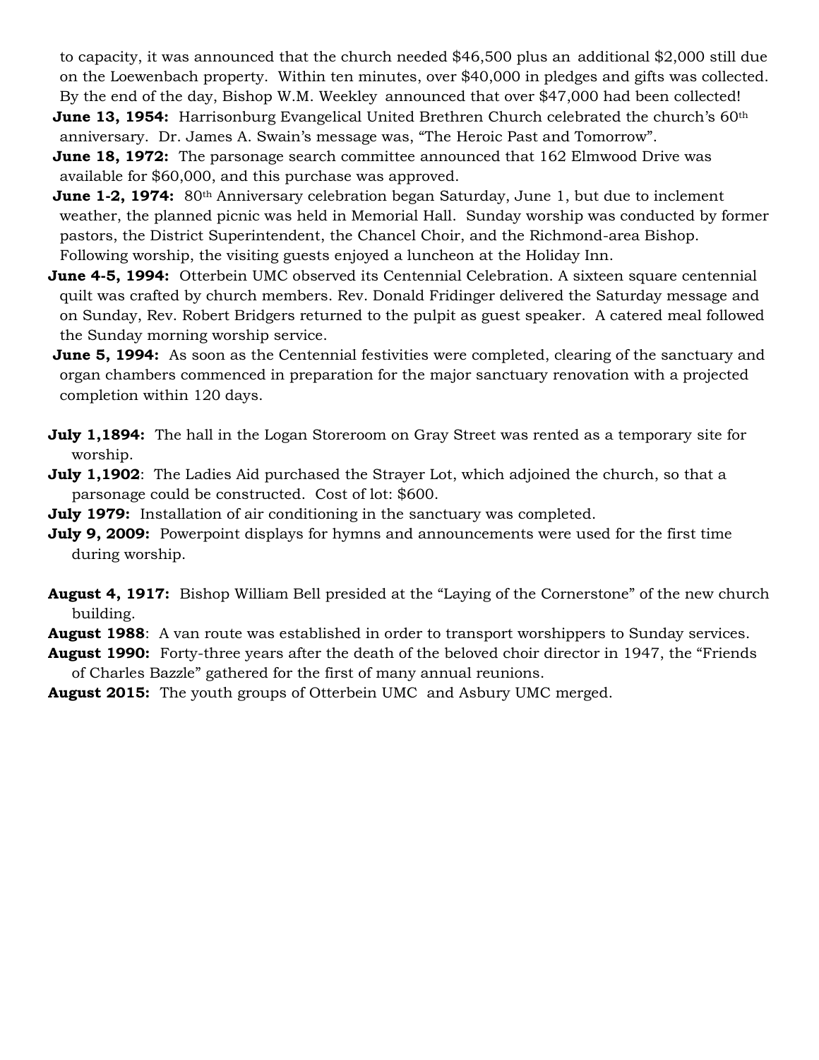to capacity, it was announced that the church needed $46,500 plus an additional $2,000 still due on the Loewenbach property. Within ten minutes, over $40,000 in pledges and gifts was collected. By the end of the day, Bishop W.M. Weekley announced that over $47,000 had been collected!

**June 13, 1954:** Harrisonburg Evangelical United Brethren Church celebrated the church's 60th anniversary. Dr. James A. Swain's message was, "The Heroic Past and Tomorrow".

**June 18, 1972:** The parsonage search committee announced that 162 Elmwood Drive was available for $60,000, and this purchase was approved.

**June 1-2, 1974:** 80th Anniversary celebration began Saturday, June 1, but due to inclement weather, the planned picnic was held in Memorial Hall. Sunday worship was conducted by former pastors, the District Superintendent, the Chancel Choir, and the Richmond-area Bishop. Following worship, the visiting guests enjoyed a luncheon at the Holiday Inn.

**June 4-5, 1994:** Otterbein UMC observed its Centennial Celebration. A sixteen square centennial quilt was crafted by church members. Rev. Donald Fridinger delivered the Saturday message and on Sunday, Rev. Robert Bridgers returned to the pulpit as guest speaker. A catered meal followed the Sunday morning worship service.

**June 5, 1994:** As soon as the Centennial festivities were completed, clearing of the sanctuary and organ chambers commenced in preparation for the major sanctuary renovation with a projected completion within 120 days.

**July 1,1894:** The hall in the Logan Storeroom on Gray Street was rented as a temporary site for worship.

**July 1,1902**: The Ladies Aid purchased the Strayer Lot, which adjoined the church, so that a parsonage could be constructed. Cost of lot: $600.

**July 1979:** Installation of air conditioning in the sanctuary was completed.

**July 9, 2009:** Powerpoint displays for hymns and announcements were used for the first time during worship.

**August 4, 1917:** Bishop William Bell presided at the "Laying of the Cornerstone" of the new church building.

**August 1988**: A van route was established in order to transport worshippers to Sunday services.

**August 1990:** Forty-three years after the death of the beloved choir director in 1947, the "Friends of Charles Bazzle" gathered for the first of many annual reunions.

**August 2015:** The youth groups of Otterbein UMC and Asbury UMC merged.